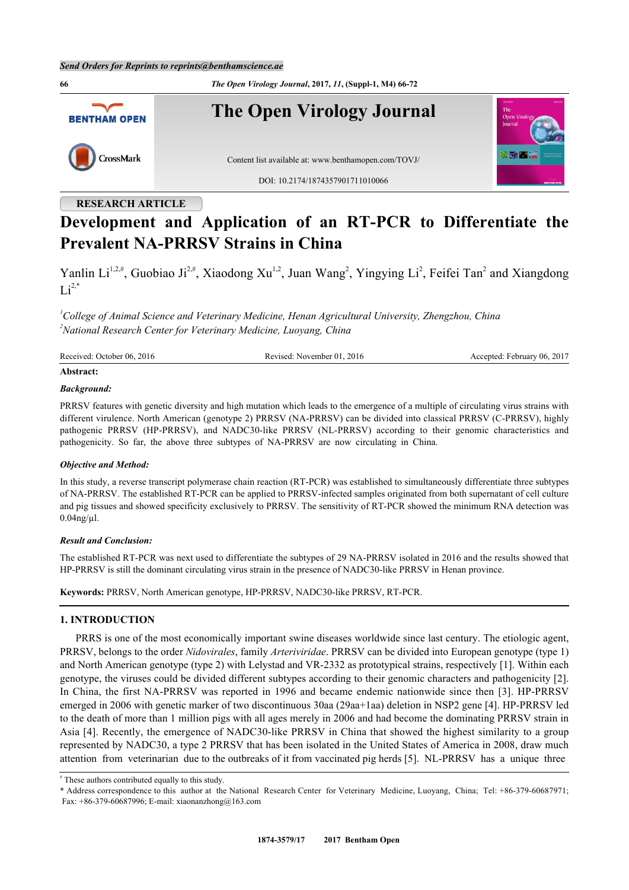Send Orders for Reprints to reprints@benthamscience.ae

RESEARCH ARTICLE

# Development and Application of an RT-PCR to Differentiate the Prevalent NA-PRRSV Strains in China

Yanlin Li[1,2,#], Guobiao Ji[2,#], Xiaodong Xu[1,2], Juan Wang[2], Yingying Li[2], Feifei Tan[2] and Xiangdong Li[2,*]

[1]*College of Animal Science and Veterinary Medicine, Henan Agricultural University, Zhengzhou, China*
[2]*National Research Center for Veterinary Medicine, Luoyang, China*

Received: October 06, 2016 Revised: November 01, 2016 Accepted: February 06, 2017

**Abstract:**

***Background:***

PRRSV features with genetic diversity and high mutation which leads to the emergence of a multiple of circulating virus strains with different virulence. North American (genotype 2) PRRSV (NA-PRRSV) can be divided into classical PRRSV (C-PRRSV), highly pathogenic PRRSV (HP-PRRSV), and NADC30-like PRRSV (NL-PRRSV) according to their genomic characteristics and pathogenicity. So far, the above three subtypes of NA-PRRSV are now circulating in China.

***Objective and Method:***

In this study, a reverse transcript polymerase chain reaction (RT-PCR) was established to simultaneously differentiate three subtypes of NA-PRRSV. The established RT-PCR can be applied to PRRSV-infected samples originated from both supernatant of cell culture and pig tissues and showed specificity exclusively to PRRSV. The sensitivity of RT-PCR showed the minimum RNA detection was 0.04ng/μl.

***Result and Conclusion:***

The established RT-PCR was next used to differentiate the subtypes of 29 NA-PRRSV isolated in 2016 and the results showed that HP-PRRSV is still the dominant circulating virus strain in the presence of NADC30-like PRRSV in Henan province.

**Keywords:** PRRSV, North American genotype, HP-PRRSV, NADC30-like PRRSV, RT-PCR.

## 1. INTRODUCTION

PRRS is one of the most economically important swine diseases worldwide since last century. The etiologic agent, PRRSV, belongs to the order *Nidovirales*, family *Arteriviridae*. PRRSV can be divided into European genotype (type 1) and North American genotype (type 2) with Lelystad and VR-2332 as prototypical strains, respectively [1]. Within each genotype, the viruses could be divided different subtypes according to their genomic characters and pathogenicity [2]. In China, the first NA-PRRSV was reported in 1996 and became endemic nationwide since then [3]. HP-PRRSV emerged in 2006 with genetic marker of two discontinuous 30aa (29aa+1aa) deletion in NSP2 gene [4]. HP-PRRSV led to the death of more than 1 million pigs with all ages merely in 2006 and had become the dominating PRRSV strain in Asia [4]. Recently, the emergence of NADC30-like PRRSV in China that showed the highest similarity to a group represented by NADC30, a type 2 PRRSV that has been isolated in the United States of America in 2008, draw much attention from veterinarian due to the outbreaks of it from vaccinated pig herds [5]. NL-PRRSV has a unique three

[#] These authors contributed equally to this study.
* Address correspondence to this author at the National Research Center for Veterinary Medicine, Luoyang, China; Tel: +86-379-60687971; Fax: +86-379-60687996; E-mail: xiaonanzhong@163.com

1874-3579/17 2017 Bentham Open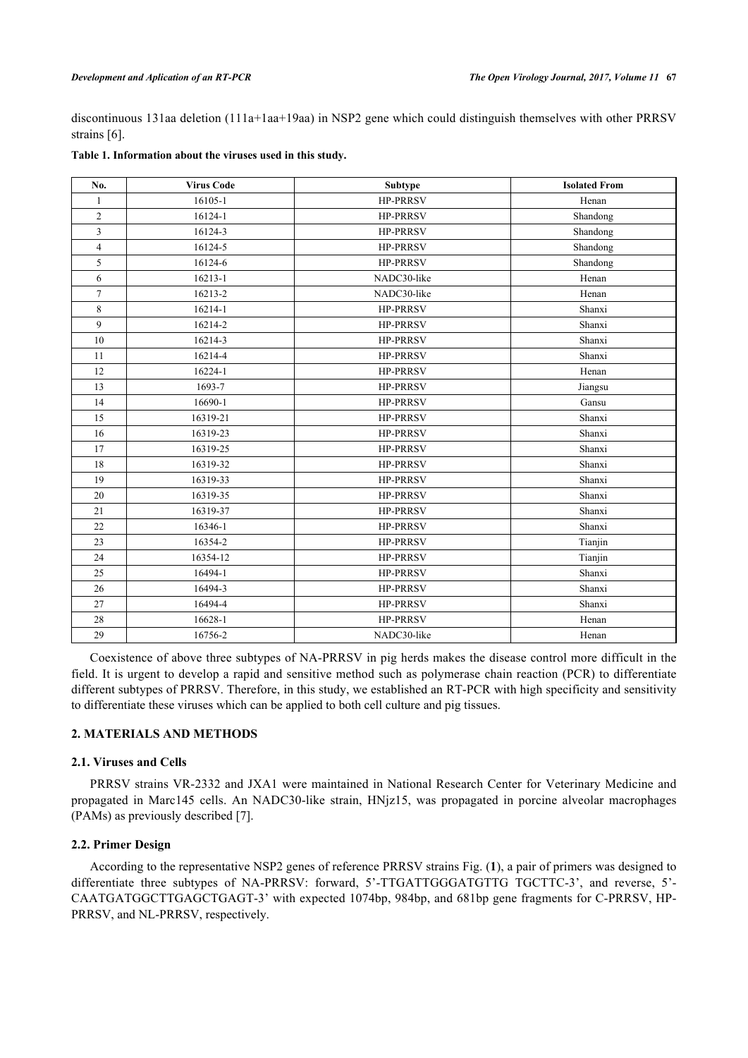discontinuous 131aa deletion (111a+1aa+19aa) in NSP2 gene which could distinguish themselves with other PRRSV strains [6].

**Table 1. Information about the viruses used in this study.**

| No. | Virus Code | Subtype | Isolated From |
|---|---|---|---|
| 1 | 16105-1 | HP-PRRSV | Henan |
| 2 | 16124-1 | HP-PRRSV | Shandong |
| 3 | 16124-3 | HP-PRRSV | Shandong |
| 4 | 16124-5 | HP-PRRSV | Shandong |
| 5 | 16124-6 | HP-PRRSV | Shandong |
| 6 | 16213-1 | NADC30-like | Henan |
| 7 | 16213-2 | NADC30-like | Henan |
| 8 | 16214-1 | HP-PRRSV | Shanxi |
| 9 | 16214-2 | HP-PRRSV | Shanxi |
| 10 | 16214-3 | HP-PRRSV | Shanxi |
| 11 | 16214-4 | HP-PRRSV | Shanxi |
| 12 | 16224-1 | HP-PRRSV | Henan |
| 13 | 1693-7 | HP-PRRSV | Jiangsu |
| 14 | 16690-1 | HP-PRRSV | Gansu |
| 15 | 16319-21 | HP-PRRSV | Shanxi |
| 16 | 16319-23 | HP-PRRSV | Shanxi |
| 17 | 16319-25 | HP-PRRSV | Shanxi |
| 18 | 16319-32 | HP-PRRSV | Shanxi |
| 19 | 16319-33 | HP-PRRSV | Shanxi |
| 20 | 16319-35 | HP-PRRSV | Shanxi |
| 21 | 16319-37 | HP-PRRSV | Shanxi |
| 22 | 16346-1 | HP-PRRSV | Shanxi |
| 23 | 16354-2 | HP-PRRSV | Tianjin |
| 24 | 16354-12 | HP-PRRSV | Tianjin |
| 25 | 16494-1 | HP-PRRSV | Shanxi |
| 26 | 16494-3 | HP-PRRSV | Shanxi |
| 27 | 16494-4 | HP-PRRSV | Shanxi |
| 28 | 16628-1 | HP-PRRSV | Henan |
| 29 | 16756-2 | NADC30-like | Henan |

Coexistence of above three subtypes of NA-PRRSV in pig herds makes the disease control more difficult in the field. It is urgent to develop a rapid and sensitive method such as polymerase chain reaction (PCR) to differentiate different subtypes of PRRSV. Therefore, in this study, we established an RT-PCR with high specificity and sensitivity to differentiate these viruses which can be applied to both cell culture and pig tissues.

## 2. MATERIALS AND METHODS

### 2.1. Viruses and Cells

PRRSV strains VR-2332 and JXA1 were maintained in National Research Center for Veterinary Medicine and propagated in Marc145 cells. An NADC30-like strain, HNjz15, was propagated in porcine alveolar macrophages (PAMs) as previously described [7].

### 2.2. Primer Design

According to the representative NSP2 genes of reference PRRSV strains Fig. (**1**), a pair of primers was designed to differentiate three subtypes of NA-PRRSV: forward, 5'-TTGATTGGGATGTTG TGCTTC-3', and reverse, 5'-CAATGATGGCTTGAGCTGAGT-3' with expected 1074bp, 984bp, and 681bp gene fragments for C-PRRSV, HP-PRRSV, and NL-PRRSV, respectively.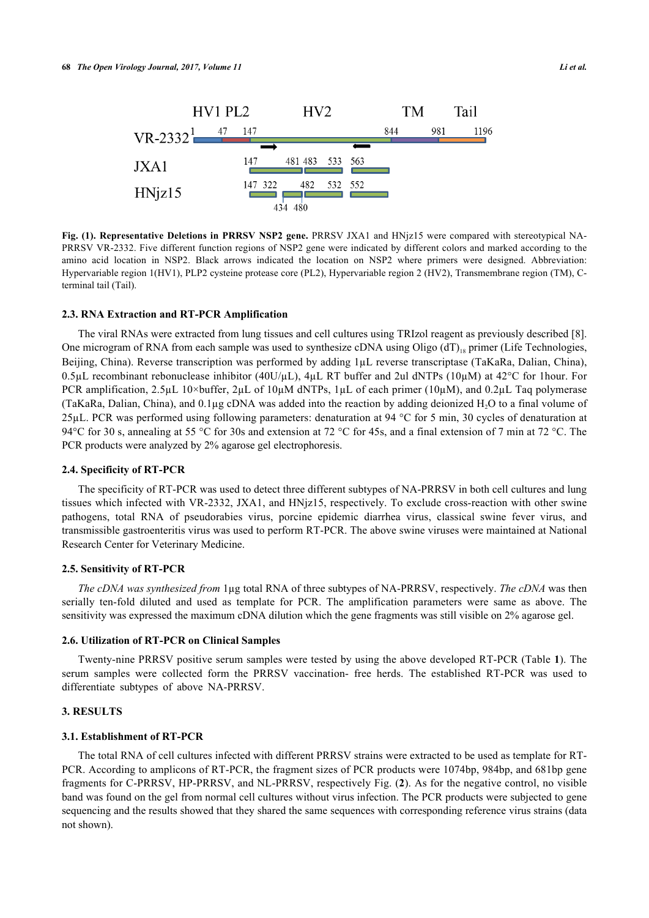HV1 PL2 HV2 TM Tail

VR-2332 1 47 147 844 981 1196

JXA1 147 481 483 533 563

HNjz15 147 322 482 532 552 434 480

**Fig. (1). Representative Deletions in PRRSV NSP2 gene.** PRRSV JXA1 and HNjz15 were compared with stereotypical NA-PRRSV VR-2332. Five different function regions of NSP2 gene were indicated by different colors and marked according to the amino acid location in NSP2. Black arrows indicated the location on NSP2 where primers were designed. Abbreviation: Hypervariable region 1(HV1), PLP2 cysteine protease core (PL2), Hypervariable region 2 (HV2), Transmembrane region (TM), C-terminal tail (Tail).

### 2.3. RNA Extraction and RT-PCR Amplification

The viral RNAs were extracted from lung tissues and cell cultures using TRIzol reagent as previously described [8]. One microgram of RNA from each sample was used to synthesize cDNA using Oligo $(dT)_{18}$ primer (Life Technologies, Beijing, China). Reverse transcription was performed by adding 1μL reverse transcriptase (TaKaRa, Dalian, China), 0.5μL recombinant rebonuclease inhibitor (40U/μL), 4μL RT buffer and 2ul dNTPs (10μM) at 42°C for 1hour. For PCR amplification, 2.5μL 10×buffer, 2μL of 10μM dNTPs, 1μL of each primer (10μM), and 0.2μL Taq polymerase (TaKaRa, Dalian, China), and 0.1μg cDNA was added into the reaction by adding deionized $H_2O$ to a final volume of 25μL. PCR was performed using following parameters: denaturation at 94 °C for 5 min, 30 cycles of denaturation at 94°C for 30 s, annealing at 55 °C for 30s and extension at 72 °C for 45s, and a final extension of 7 min at 72 °C. The PCR products were analyzed by 2% agarose gel electrophoresis.

### 2.4. Specificity of RT-PCR

The specificity of RT-PCR was used to detect three different subtypes of NA-PRRSV in both cell cultures and lung tissues which infected with VR-2332, JXA1, and HNjz15, respectively. To exclude cross-reaction with other swine pathogens, total RNA of pseudorabies virus, porcine epidemic diarrhea virus, classical swine fever virus, and transmissible gastroenteritis virus was used to perform RT-PCR. The above swine viruses were maintained at National Research Center for Veterinary Medicine.

### 2.5. Sensitivity of RT-PCR

*The cDNA was synthesized from* 1μg total RNA of three subtypes of NA-PRRSV, respectively. *The cDNA* was then serially ten-fold diluted and used as template for PCR. The amplification parameters were same as above. The sensitivity was expressed the maximum cDNA dilution which the gene fragments was still visible on 2% agarose gel.

### 2.6. Utilization of RT-PCR on Clinical Samples

Twenty-nine PRRSV positive serum samples were tested by using the above developed RT-PCR (Table **1**). The serum samples were collected form the PRRSV vaccination- free herds. The established RT-PCR was used to differentiate subtypes of above NA-PRRSV.

## 3. RESULTS

### 3.1. Establishment of RT-PCR

The total RNA of cell cultures infected with different PRRSV strains were extracted to be used as template for RT-PCR. According to amplicons of RT-PCR, the fragment sizes of PCR products were 1074bp, 984bp, and 681bp gene fragments for C-PRRSV, HP-PRRSV, and NL-PRRSV, respectively Fig. (**2**). As for the negative control, no visible band was found on the gel from normal cell cultures without virus infection. The PCR products were subjected to gene sequencing and the results showed that they shared the same sequences with corresponding reference virus strains (data not shown).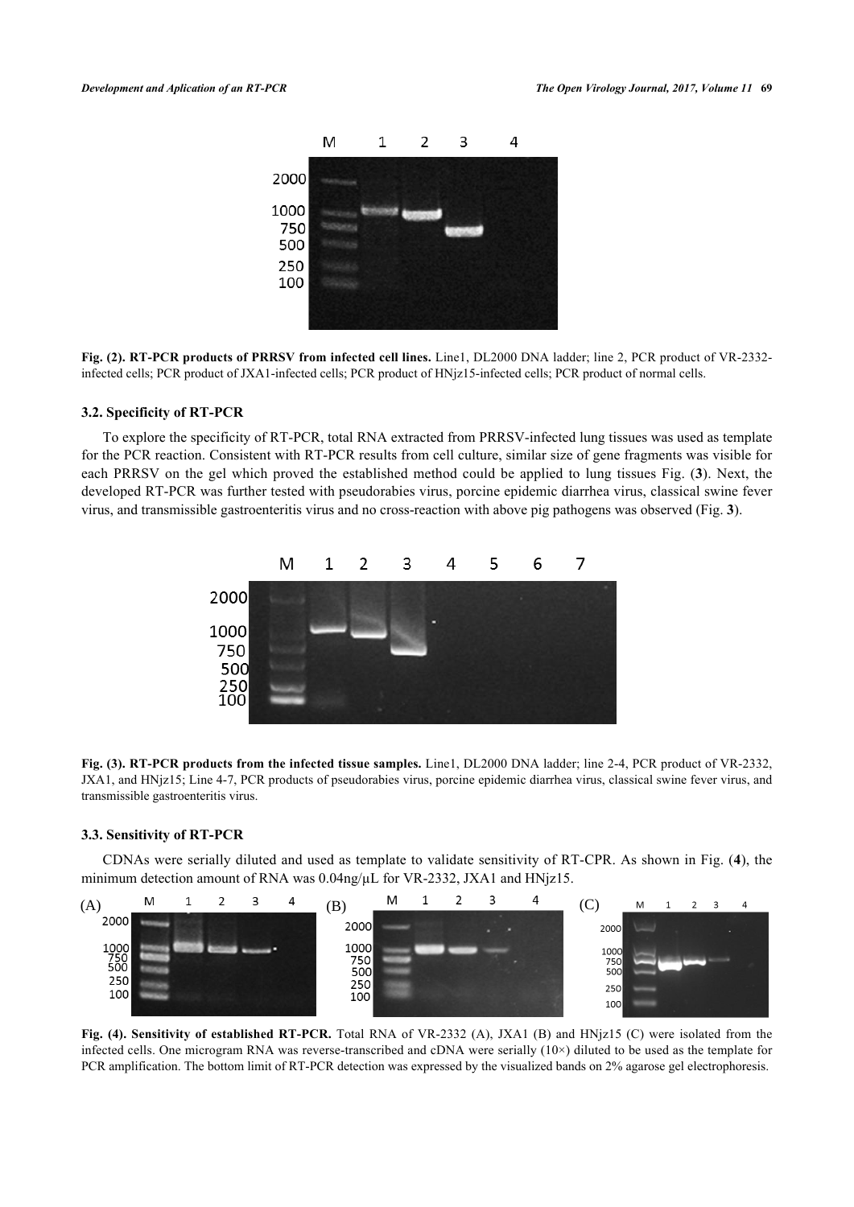Fig. (2). **RT-PCR products of PRRSV from infected cell lines.** Line1, DL2000 DNA ladder; line 2, PCR product of VR-2332-infected cells; PCR product of JXA1-infected cells; PCR product of HNjz15-infected cells; PCR product of normal cells.

### 3.2. Specificity of RT-PCR

To explore the specificity of RT-PCR, total RNA extracted from PRRSV-infected lung tissues was used as template for the PCR reaction. Consistent with RT-PCR results from cell culture, similar size of gene fragments was visible for each PRRSV on the gel which proved the established method could be applied to lung tissues Fig. (**3**). Next, the developed RT-PCR was further tested with pseudorabies virus, porcine epidemic diarrhea virus, classical swine fever virus, and transmissible gastroenteritis virus and no cross-reaction with above pig pathogens was observed (Fig. **3**).

**Fig. (3). RT-PCR products from the infected tissue samples.** Line1, DL2000 DNA ladder; line 2-4, PCR product of VR-2332, JXA1, and HNjz15; Line 4-7, PCR products of pseudorabies virus, porcine epidemic diarrhea virus, classical swine fever virus, and transmissible gastroenteritis virus.

### 3.3. Sensitivity of RT-PCR

CDNAs were serially diluted and used as template to validate sensitivity of RT-CPR. As shown in Fig. (**4**), the minimum detection amount of RNA was 0.04ng/µL for VR-2332, JXA1 and HNjz15.

**Fig. (4). Sensitivity of established RT-PCR.** Total RNA of VR-2332 (A), JXA1 (B) and HNjz15 (C) were isolated from the infected cells. One microgram RNA was reverse-transcribed and cDNA were serially (10×) diluted to be used as the template for PCR amplification. The bottom limit of RT-PCR detection was expressed by the visualized bands on 2% agarose gel electrophoresis.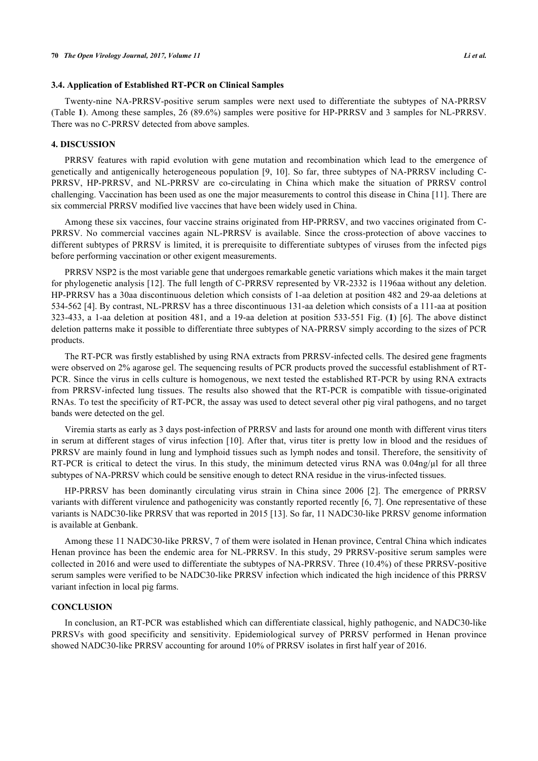### 3.4. Application of Established RT-PCR on Clinical Samples

Twenty-nine NA-PRRSV-positive serum samples were next used to differentiate the subtypes of NA-PRRSV (Table **1**). Among these samples, 26 (89.6%) samples were positive for HP-PRRSV and 3 samples for NL-PRRSV. There was no C-PRRSV detected from above samples.

## 4. DISCUSSION

PRRSV features with rapid evolution with gene mutation and recombination which lead to the emergence of genetically and antigenically heterogeneous population [9, 10]. So far, three subtypes of NA-PRRSV including C-PRRSV, HP-PRRSV, and NL-PRRSV are co-circulating in China which make the situation of PRRSV control challenging. Vaccination has been used as one the major measurements to control this disease in China [11]. There are six commercial PRRSV modified live vaccines that have been widely used in China.

Among these six vaccines, four vaccine strains originated from HP-PRRSV, and two vaccines originated from C-PRRSV. No commercial vaccines again NL-PRRSV is available. Since the cross-protection of above vaccines to different subtypes of PRRSV is limited, it is prerequisite to differentiate subtypes of viruses from the infected pigs before performing vaccination or other exigent measurements.

PRRSV NSP2 is the most variable gene that undergoes remarkable genetic variations which makes it the main target for phylogenetic analysis [12]. The full length of C-PRRSV represented by VR-2332 is 1196aa without any deletion. HP-PRRSV has a 30aa discontinuous deletion which consists of 1-aa deletion at position 482 and 29-aa deletions at 534-562 [4]. By contrast, NL-PRRSV has a three discontinuous 131-aa deletion which consists of a 111-aa at position 323-433, a 1-aa deletion at position 481, and a 19-aa deletion at position 533-551 Fig. (**1**) [6]. The above distinct deletion patterns make it possible to differentiate three subtypes of NA-PRRSV simply according to the sizes of PCR products.

The RT-PCR was firstly established by using RNA extracts from PRRSV-infected cells. The desired gene fragments were observed on 2% agarose gel. The sequencing results of PCR products proved the successful establishment of RT-PCR. Since the virus in cells culture is homogenous, we next tested the established RT-PCR by using RNA extracts from PRRSV-infected lung tissues. The results also showed that the RT-PCR is compatible with tissue-originated RNAs. To test the specificity of RT-PCR, the assay was used to detect several other pig viral pathogens, and no target bands were detected on the gel.

Viremia starts as early as 3 days post-infection of PRRSV and lasts for around one month with different virus titers in serum at different stages of virus infection [10]. After that, virus titer is pretty low in blood and the residues of PRRSV are mainly found in lung and lymphoid tissues such as lymph nodes and tonsil. Therefore, the sensitivity of RT-PCR is critical to detect the virus. In this study, the minimum detected virus RNA was 0.04ng/μl for all three subtypes of NA-PRRSV which could be sensitive enough to detect RNA residue in the virus-infected tissues.

HP-PRRSV has been dominantly circulating virus strain in China since 2006 [2]. The emergence of PRRSV variants with different virulence and pathogenicity was constantly reported recently [6, 7]. One representative of these variants is NADC30-like PRRSV that was reported in 2015 [13]. So far, 11 NADC30-like PRRSV genome information is available at Genbank.

Among these 11 NADC30-like PRRSV, 7 of them were isolated in Henan province, Central China which indicates Henan province has been the endemic area for NL-PRRSV. In this study, 29 PRRSV-positive serum samples were collected in 2016 and were used to differentiate the subtypes of NA-PRRSV. Three (10.4%) of these PRRSV-positive serum samples were verified to be NADC30-like PRRSV infection which indicated the high incidence of this PRRSV variant infection in local pig farms.

## CONCLUSION

In conclusion, an RT-PCR was established which can differentiate classical, highly pathogenic, and NADC30-like PRRSVs with good specificity and sensitivity. Epidemiological survey of PRRSV performed in Henan province showed NADC30-like PRRSV accounting for around 10% of PRRSV isolates in first half year of 2016.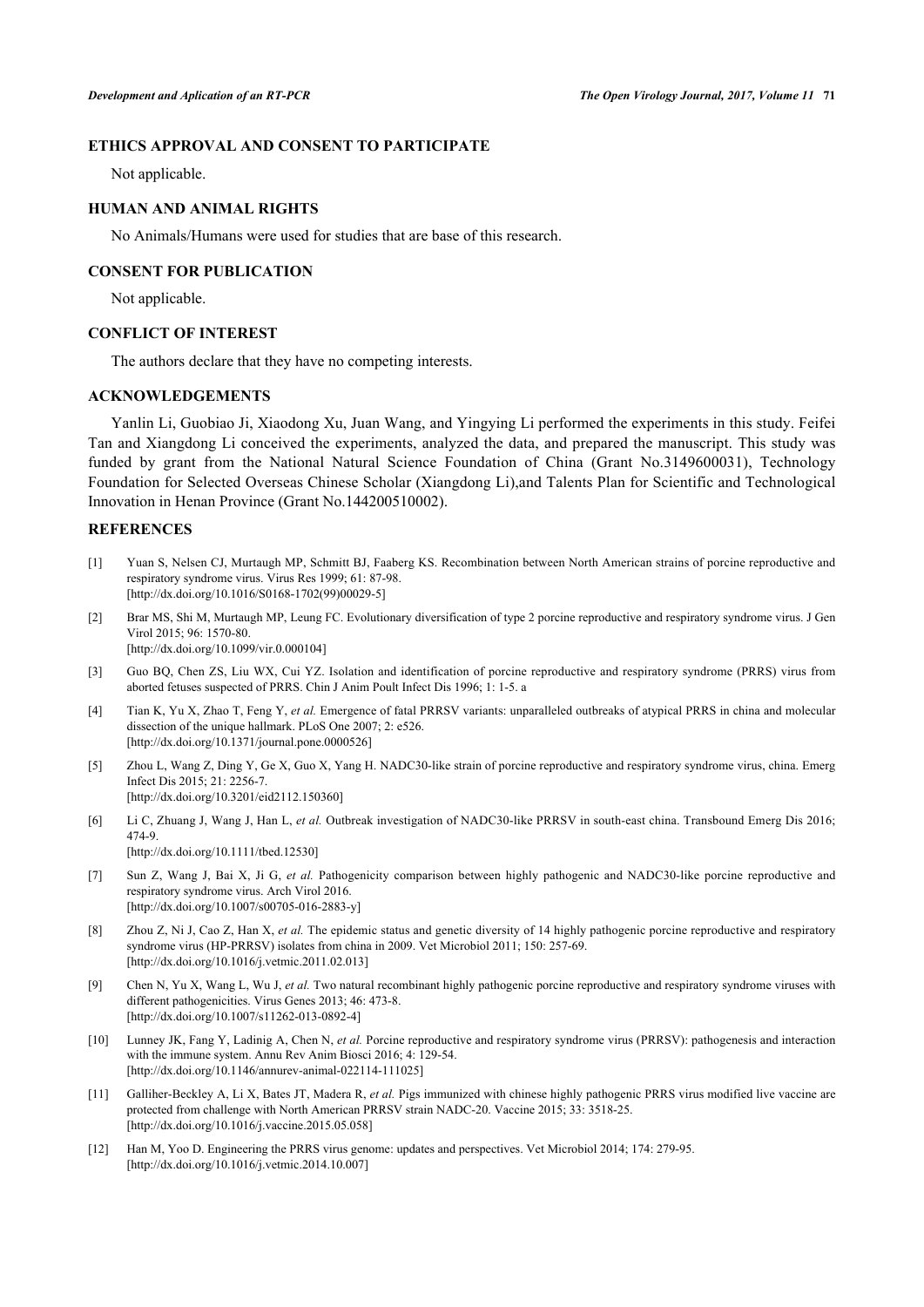## ETHICS APPROVAL AND CONSENT TO PARTICIPATE

Not applicable.

## HUMAN AND ANIMAL RIGHTS

No Animals/Humans were used for studies that are base of this research.

## CONSENT FOR PUBLICATION

Not applicable.

## CONFLICT OF INTEREST

The authors declare that they have no competing interests.

## ACKNOWLEDGEMENTS

Yanlin Li, Guobiao Ji, Xiaodong Xu, Juan Wang, and Yingying Li performed the experiments in this study. Feifei Tan and Xiangdong Li conceived the experiments, analyzed the data, and prepared the manuscript. This study was funded by grant from the National Natural Science Foundation of China (Grant No.3149600031), Technology Foundation for Selected Overseas Chinese Scholar (Xiangdong Li),and Talents Plan for Scientific and Technological Innovation in Henan Province (Grant No.144200510002).

## REFERENCES

[1] Yuan S, Nelsen CJ, Murtaugh MP, Schmitt BJ, Faaberg KS. Recombination between North American strains of porcine reproductive and respiratory syndrome virus. Virus Res 1999; 61: 87-98. [http://dx.doi.org/10.1016/S0168-1702(99)00029-5]

[2] Brar MS, Shi M, Murtaugh MP, Leung FC. Evolutionary diversification of type 2 porcine reproductive and respiratory syndrome virus. J Gen Virol 2015; 96: 1570-80. [http://dx.doi.org/10.1099/vir.0.000104]

[3] Guo BQ, Chen ZS, Liu WX, Cui YZ. Isolation and identification of porcine reproductive and respiratory syndrome (PRRS) virus from aborted fetuses suspected of PRRS. Chin J Anim Poult Infect Dis 1996; 1: 1-5. a

[4] Tian K, Yu X, Zhao T, Feng Y, *et al.* Emergence of fatal PRRSV variants: unparalleled outbreaks of atypical PRRS in china and molecular dissection of the unique hallmark. PLoS One 2007; 2: e526. [http://dx.doi.org/10.1371/journal.pone.0000526]

[5] Zhou L, Wang Z, Ding Y, Ge X, Guo X, Yang H. NADC30-like strain of porcine reproductive and respiratory syndrome virus, china. Emerg Infect Dis 2015; 21: 2256-7. [http://dx.doi.org/10.3201/eid2112.150360]

[6] Li C, Zhuang J, Wang J, Han L, *et al.* Outbreak investigation of NADC30-like PRRSV in south-east china. Transbound Emerg Dis 2016; 474-9. [http://dx.doi.org/10.1111/tbed.12530]

[7] Sun Z, Wang J, Bai X, Ji G, *et al.* Pathogenicity comparison between highly pathogenic and NADC30-like porcine reproductive and respiratory syndrome virus. Arch Virol 2016. [http://dx.doi.org/10.1007/s00705-016-2883-y]

[8] Zhou Z, Ni J, Cao Z, Han X, *et al.* The epidemic status and genetic diversity of 14 highly pathogenic porcine reproductive and respiratory syndrome virus (HP-PRRSV) isolates from china in 2009. Vet Microbiol 2011; 150: 257-69. [http://dx.doi.org/10.1016/j.vetmic.2011.02.013]

[9] Chen N, Yu X, Wang L, Wu J, *et al.* Two natural recombinant highly pathogenic porcine reproductive and respiratory syndrome viruses with different pathogenicities. Virus Genes 2013; 46: 473-8. [http://dx.doi.org/10.1007/s11262-013-0892-4]

[10] Lunney JK, Fang Y, Ladinig A, Chen N, *et al.* Porcine reproductive and respiratory syndrome virus (PRRSV): pathogenesis and interaction with the immune system. Annu Rev Anim Biosci 2016; 4: 129-54. [http://dx.doi.org/10.1146/annurev-animal-022114-111025]

[11] Galliher-Beckley A, Li X, Bates JT, Madera R, *et al.* Pigs immunized with chinese highly pathogenic PRRS virus modified live vaccine are protected from challenge with North American PRRSV strain NADC-20. Vaccine 2015; 33: 3518-25. [http://dx.doi.org/10.1016/j.vaccine.2015.05.058]

[12] Han M, Yoo D. Engineering the PRRS virus genome: updates and perspectives. Vet Microbiol 2014; 174: 279-95. [http://dx.doi.org/10.1016/j.vetmic.2014.10.007]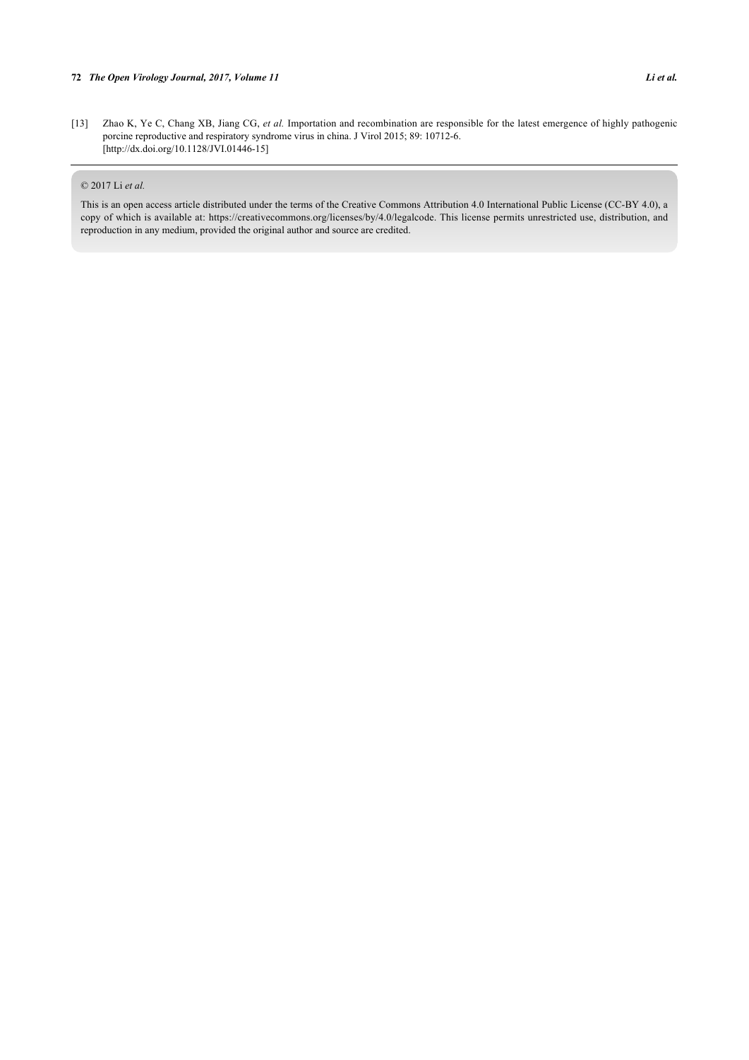[13] Zhao K, Ye C, Chang XB, Jiang CG, *et al.* Importation and recombination are responsible for the latest emergence of highly pathogenic porcine reproductive and respiratory syndrome virus in china. J Virol 2015; 89: 10712-6. [http://dx.doi.org/10.1128/JVI.01446-15]

---

© 2017 Li *et al.*

This is an open access article distributed under the terms of the Creative Commons Attribution 4.0 International Public License (CC-BY 4.0), a copy of which is available at: https://creativecommons.org/licenses/by/4.0/legalcode. This license permits unrestricted use, distribution, and reproduction in any medium, provided the original author and source are credited.